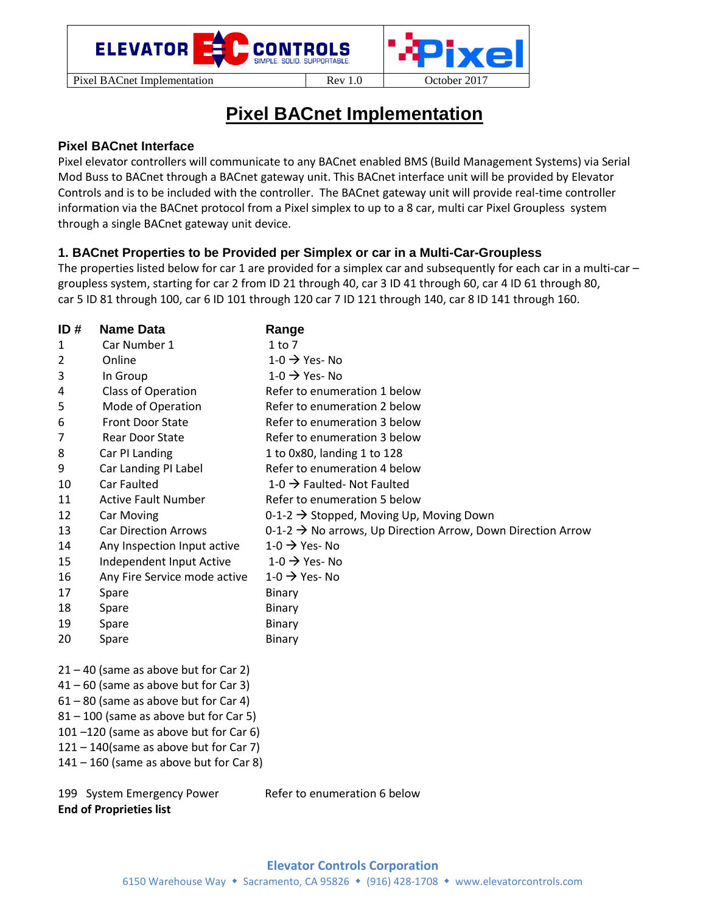# Pixel BACnet Implementation

## Pixel BACnet Interface

Pixel elevator controllers will communicate to any BACnet enabled BMS (Build Management Systems) via Serial Mod Buss to BACnet through a BACnet gateway unit. This BACnet interface unit will be provided by Elevator Controls and is to be included with the controller. The BACnet gateway unit will provide real-time controller information via the BACnet protocol from a Pixel simplex to up to a 8 car, multi car Pixel Groupless system through a single BACnet gateway unit device.

## 1. BACnet Properties to be Provided per Simplex or car in a Multi-Car-Groupless

The properties listed below for car 1 are provided for a simplex car and subsequently for each car in a multi-car – groupless system, starting for car 2 from ID 21 through 40, car 3 ID 41 through 60, car 4 ID 61 through 80, car 5 ID 81 through 100, car 6 ID 101 through 120 car 7 ID 121 through 140, car 8 ID 141 through 160.

| ID # | Name Data | Range |
|---|---|---|
| 1 | Car Number 1 | 1 to 7 |
| 2 | Online | 1-0 → Yes- No |
| 3 | In Group | 1-0 → Yes- No |
| 4 | Class of Operation | Refer to enumeration 1 below |
| 5 | Mode of Operation | Refer to enumeration 2 below |
| 6 | Front Door State | Refer to enumeration 3 below |
| 7 | Rear Door State | Refer to enumeration 3 below |
| 8 | Car PI Landing | 1 to 0x80, landing 1 to 128 |
| 9 | Car Landing PI Label | Refer to enumeration 4 below |
| 10 | Car Faulted | 1-0 → Faulted- Not Faulted |
| 11 | Active Fault Number | Refer to enumeration 5 below |
| 12 | Car Moving | 0-1-2 → Stopped, Moving Up, Moving Down |
| 13 | Car Direction Arrows | 0-1-2 → No arrows, Up Direction Arrow, Down Direction Arrow |
| 14 | Any Inspection Input active | 1-0 → Yes- No |
| 15 | Independent Input Active | 1-0 → Yes- No |
| 16 | Any Fire Service mode active | 1-0 → Yes- No |
| 17 | Spare | Binary |
| 18 | Spare | Binary |
| 19 | Spare | Binary |
| 20 | Spare | Binary |

21 – 40 (same as above but for Car 2)
41 – 60 (same as above but for Car 3)
61 – 80 (same as above but for Car 4)
81 – 100 (same as above but for Car 5)
101 –120 (same as above but for Car 6)
121 – 140(same as above but for Car 7)
141 – 160 (same as above but for Car 8)

199 System Emergency Power — Refer to enumeration 6 below

**End of Proprieties list**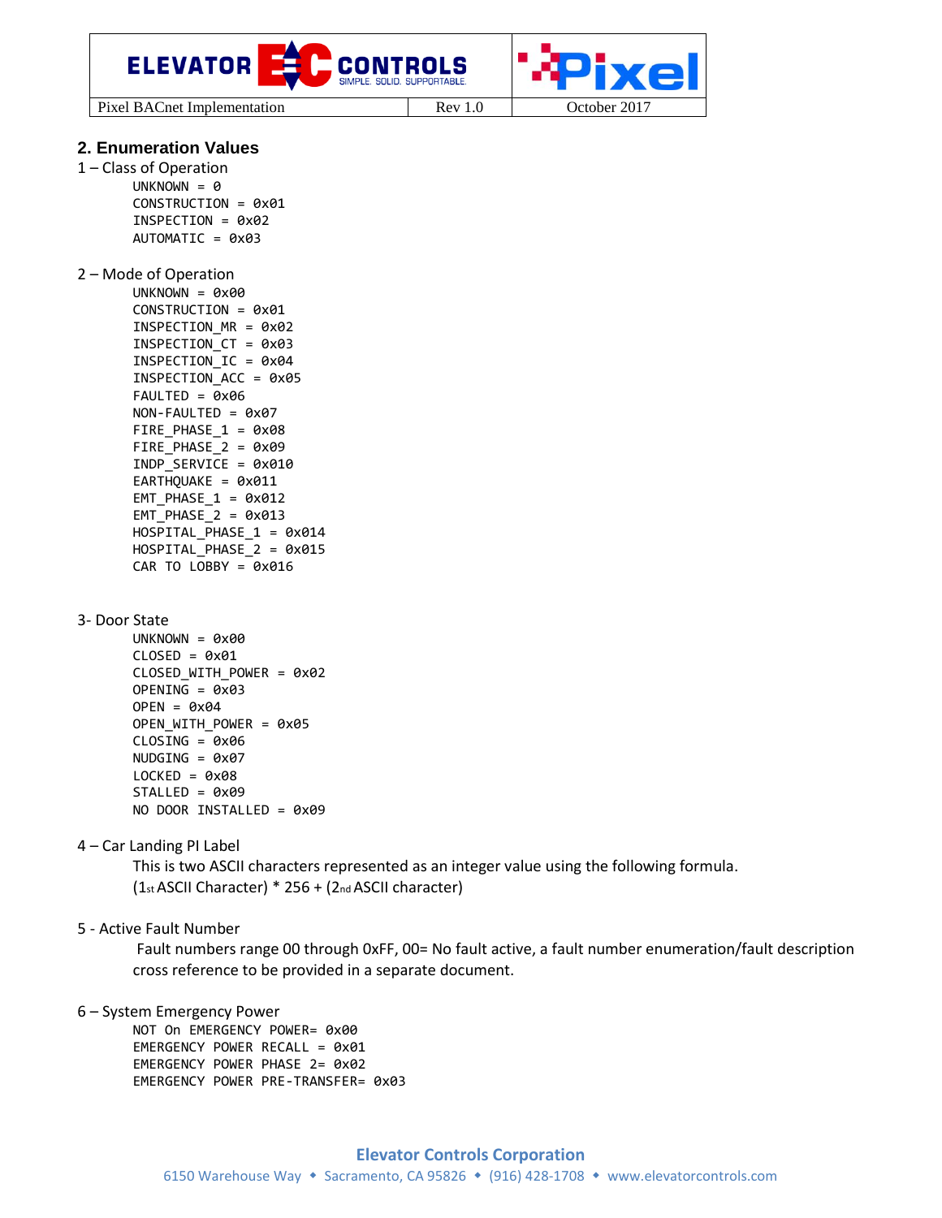## 2. Enumeration Values

1 – Class of Operation

```
UNKNOWN = 0
CONSTRUCTION = 0x01
INSPECTION = 0x02
AUTOMATIC = 0x03
```

2 – Mode of Operation

```
UNKNOWN = 0x00
CONSTRUCTION = 0x01
INSPECTION_MR = 0x02
INSPECTION_CT = 0x03
INSPECTION_IC = 0x04
INSPECTION_ACC = 0x05
FAULTED = 0x06
NON-FAULTED = 0x07
FIRE_PHASE_1 = 0x08
FIRE_PHASE_2 = 0x09
INDP_SERVICE = 0x010
EARTHQUAKE = 0x011
EMT_PHASE_1 = 0x012
EMT_PHASE_2 = 0x013
HOSPITAL_PHASE_1 = 0x014
HOSPITAL_PHASE_2 = 0x015
CAR TO LOBBY = 0x016
```

3- Door State

```
UNKNOWN = 0x00
CLOSED = 0x01
CLOSED_WITH_POWER = 0x02
OPENING = 0x03
OPEN = 0x04
OPEN_WITH_POWER = 0x05
CLOSING = 0x06
NUDGING = 0x07
LOCKED = 0x08
STALLED = 0x09
NO DOOR INSTALLED = 0x09
```

4 – Car Landing PI Label

This is two ASCII characters represented as an integer value using the following formula.
(1st ASCII Character) * 256 + (2nd ASCII character)

5 - Active Fault Number

Fault numbers range 00 through 0xFF, 00= No fault active, a fault number enumeration/fault description cross reference to be provided in a separate document.

6 – System Emergency Power

```
NOT On EMERGENCY POWER= 0x00
EMERGENCY POWER RECALL = 0x01
EMERGENCY POWER PHASE 2= 0x02
EMERGENCY POWER PRE-TRANSFER= 0x03
```